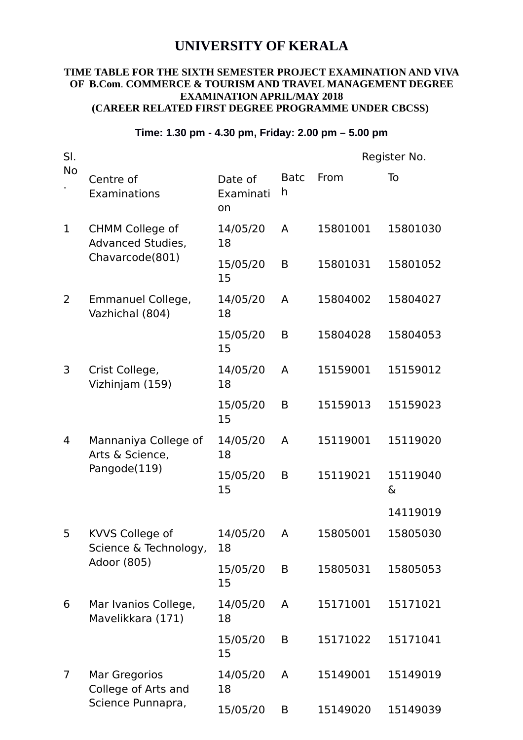# UNIVERSITY OF KERALA

**TIME TABLE FOR THE SIXTH SEMESTER PROJECT EXAMINATION AND VIVA OF B.Com. COMMERCE & TOURISM AND TRAVEL MANAGEMENT DEGREE EXAMINATION APRIL/MAY 2018**
**(CAREER RELATED FIRST DEGREE PROGRAMME UNDER CBCSS)**

**Time: 1.30 pm - 4.30 pm, Friday: 2.00 pm – 5.00 pm**

| Sl. No. | Centre of Examinations | Date of Examination | Batch | Register No. | |
|---|---|---|---|---|---|
| | | | | From | To |
| 1 | CHMM College of Advanced Studies, Chavarcode(801) | 14/05/2018 | A | 15801001 | 15801030 |
| | | 15/05/2015 | B | 15801031 | 15801052 |
| 2 | Emmanuel College, Vazhichal (804) | 14/05/2018 | A | 15804002 | 15804027 |
| | | 15/05/2015 | B | 15804028 | 15804053 |
| 3 | Crist College, Vizhinjam (159) | 14/05/2018 | A | 15159001 | 15159012 |
| | | 15/05/2015 | B | 15159013 | 15159023 |
| 4 | Mannaniya College of Arts & Science, Pangode(119) | 14/05/2018 | A | 15119001 | 15119020 |
| | | 15/05/2015 | B | 15119021 | 15119040 & 14119019 |
| 5 | KVVS College of Science & Technology, Adoor (805) | 14/05/2018 | A | 15805001 | 15805030 |
| | | 15/05/2015 | B | 15805031 | 15805053 |
| 6 | Mar Ivanios College, Mavelikkara (171) | 14/05/2018 | A | 15171001 | 15171021 |
| | | 15/05/2015 | B | 15171022 | 15171041 |
| 7 | Mar Gregorios College of Arts and Science Punnapra, | 14/05/2018 | A | 15149001 | 15149019 |
| | | 15/05/20 | B | 15149020 | 15149039 |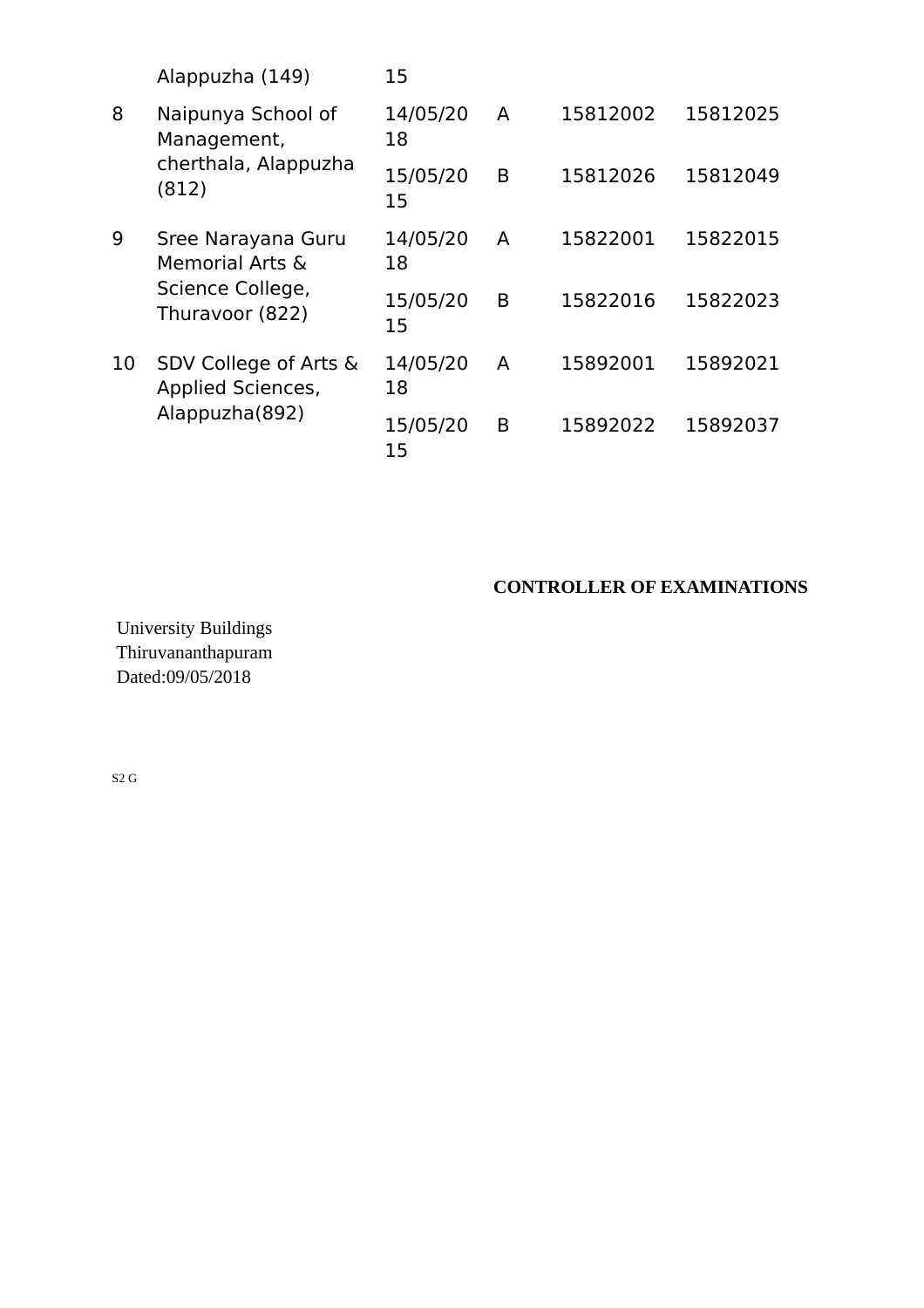| | | | | | |
|---|---|---|---|---|---|
| | Alappuzha (149) | 15 | | | |
| 8 | Naipunya School of Management, cherthala, Alappuzha (812) | 14/05/2018 | A | 15812002 | 15812025 |
| | | 15/05/2015 | B | 15812026 | 15812049 |
| 9 | Sree Narayana Guru Memorial Arts & Science College, Thuravoor (822) | 14/05/2018 | A | 15822001 | 15822015 |
| | | 15/05/2015 | B | 15822016 | 15822023 |
| 10 | SDV College of Arts & Applied Sciences, Alappuzha(892) | 14/05/2018 | A | 15892001 | 15892021 |
| | | 15/05/2015 | B | 15892022 | 15892037 |

**CONTROLLER OF EXAMINATIONS**

University Buildings
Thiruvananthapuram
Dated:09/05/2018

S2 G